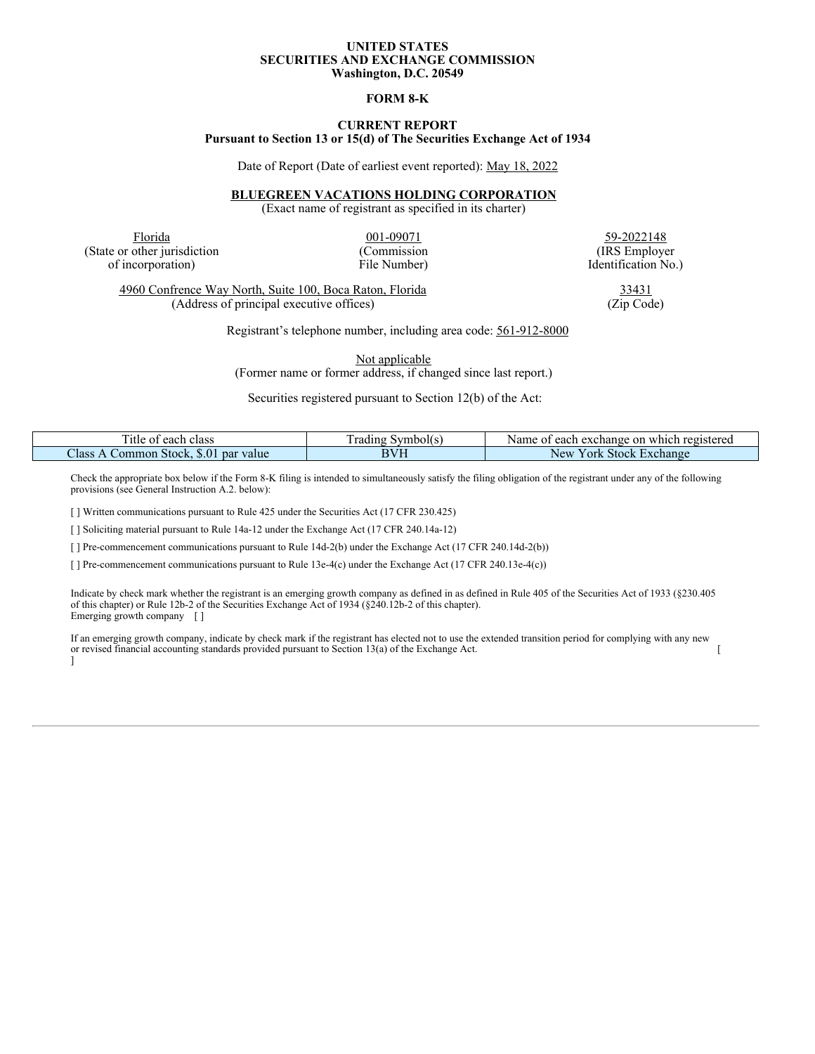**UNITED STATES**
**SECURITIES AND EXCHANGE COMMISSION**
**Washington, D.C. 20549**

**FORM 8-K**

**CURRENT REPORT**
**Pursuant to Section 13 or 15(d) of The Securities Exchange Act of 1934**

Date of Report (Date of earliest event reported): May 18, 2022

**BLUEGREEN VACATIONS HOLDING CORPORATION**
(Exact name of registrant as specified in its charter)

| Florida | 001-09071 | 59-2022148 |
|---|---|---|
| (State or other jurisdiction of incorporation) | (Commission File Number) | (IRS Employer Identification No.) |

| 4960 Confrence Way North, Suite 100, Boca Raton, Florida | 33431 |
|---|---|
| (Address of principal executive offices) | (Zip Code) |

Registrant's telephone number, including area code: 561-912-8000

Not applicable
(Former name or former address, if changed since last report.)

Securities registered pursuant to Section 12(b) of the Act:

| Title of each class | Trading Symbol(s) | Name of each exchange on which registered |
|---|---|---|
| Class A Common Stock, $.01 par value | BVH | New York Stock Exchange |

Check the appropriate box below if the Form 8-K filing is intended to simultaneously satisfy the filing obligation of the registrant under any of the following provisions (see General Instruction A.2. below):

[ ] Written communications pursuant to Rule 425 under the Securities Act (17 CFR 230.425)

[ ] Soliciting material pursuant to Rule 14a-12 under the Exchange Act (17 CFR 240.14a-12)

[ ] Pre-commencement communications pursuant to Rule 14d-2(b) under the Exchange Act (17 CFR 240.14d-2(b))

[ ] Pre-commencement communications pursuant to Rule 13e-4(c) under the Exchange Act (17 CFR 240.13e-4(c))

Indicate by check mark whether the registrant is an emerging growth company as defined in as defined in Rule 405 of the Securities Act of 1933 (§230.405 of this chapter) or Rule 12b-2 of the Securities Exchange Act of 1934 (§240.12b-2 of this chapter).
Emerging growth company [ ]

If an emerging growth company, indicate by check mark if the registrant has elected not to use the extended transition period for complying with any new or revised financial accounting standards provided pursuant to Section 13(a) of the Exchange Act. [ ]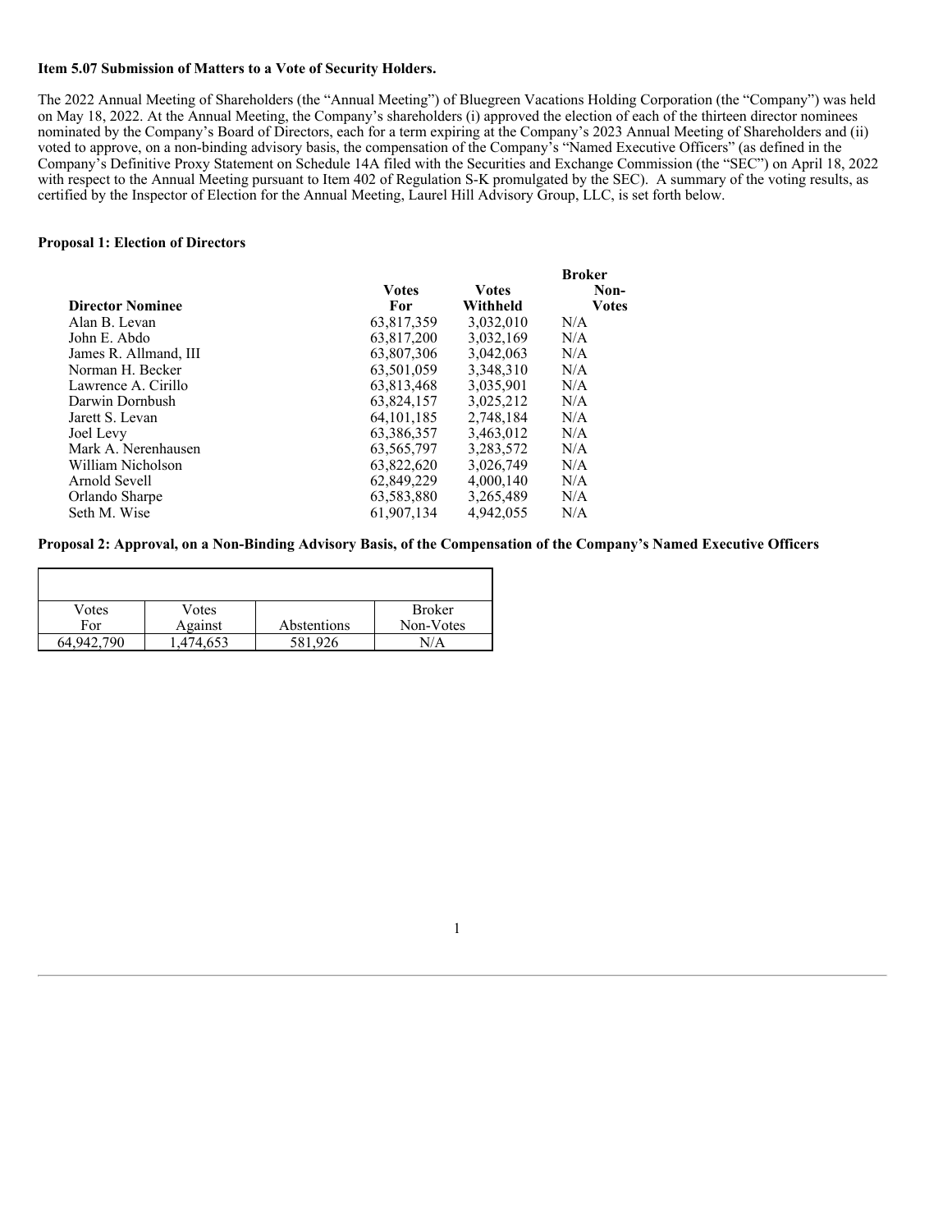**Item 5.07 Submission of Matters to a Vote of Security Holders.**

The 2022 Annual Meeting of Shareholders (the "Annual Meeting") of Bluegreen Vacations Holding Corporation (the "Company") was held on May 18, 2022. At the Annual Meeting, the Company's shareholders (i) approved the election of each of the thirteen director nominees nominated by the Company's Board of Directors, each for a term expiring at the Company's 2023 Annual Meeting of Shareholders and (ii) voted to approve, on a non-binding advisory basis, the compensation of the Company's "Named Executive Officers" (as defined in the Company's Definitive Proxy Statement on Schedule 14A filed with the Securities and Exchange Commission (the "SEC") on April 18, 2022 with respect to the Annual Meeting pursuant to Item 402 of Regulation S-K promulgated by the SEC). A summary of the voting results, as certified by the Inspector of Election for the Annual Meeting, Laurel Hill Advisory Group, LLC, is set forth below.

**Proposal 1: Election of Directors**

| Director Nominee | Votes For | Votes Withheld | Broker Non-Votes |
|---|---|---|---|
| Alan B. Levan | 63,817,359 | 3,032,010 | N/A |
| John E. Abdo | 63,817,200 | 3,032,169 | N/A |
| James R. Allmand, III | 63,807,306 | 3,042,063 | N/A |
| Norman H. Becker | 63,501,059 | 3,348,310 | N/A |
| Lawrence A. Cirillo | 63,813,468 | 3,035,901 | N/A |
| Darwin Dornbush | 63,824,157 | 3,025,212 | N/A |
| Jarett S. Levan | 64,101,185 | 2,748,184 | N/A |
| Joel Levy | 63,386,357 | 3,463,012 | N/A |
| Mark A. Nerenhausen | 63,565,797 | 3,283,572 | N/A |
| William Nicholson | 63,822,620 | 3,026,749 | N/A |
| Arnold Sevell | 62,849,229 | 4,000,140 | N/A |
| Orlando Sharpe | 63,583,880 | 3,265,489 | N/A |
| Seth M. Wise | 61,907,134 | 4,942,055 | N/A |

**Proposal 2: Approval, on a Non-Binding Advisory Basis, of the Compensation of the Company's Named Executive Officers**

| Votes For | Votes Against | Abstentions | Broker Non-Votes |
|---|---|---|---|
| 64,942,790 | 1,474,653 | 581,926 | N/A |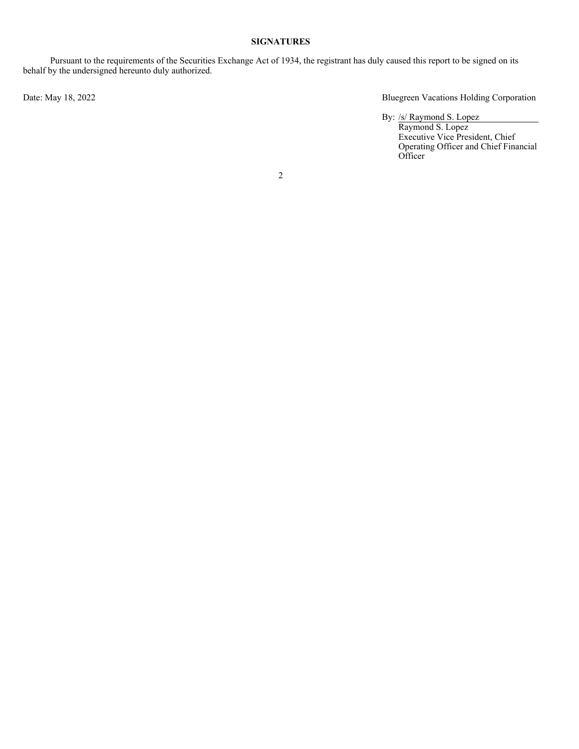**SIGNATURES**

Pursuant to the requirements of the Securities Exchange Act of 1934, the registrant has duly caused this report to be signed on its behalf by the undersigned hereunto duly authorized.

Date: May 18, 2022

Bluegreen Vacations Holding Corporation

By: /s/ Raymond S. Lopez
Raymond S. Lopez
Executive Vice President, Chief Operating Officer and Chief Financial Officer